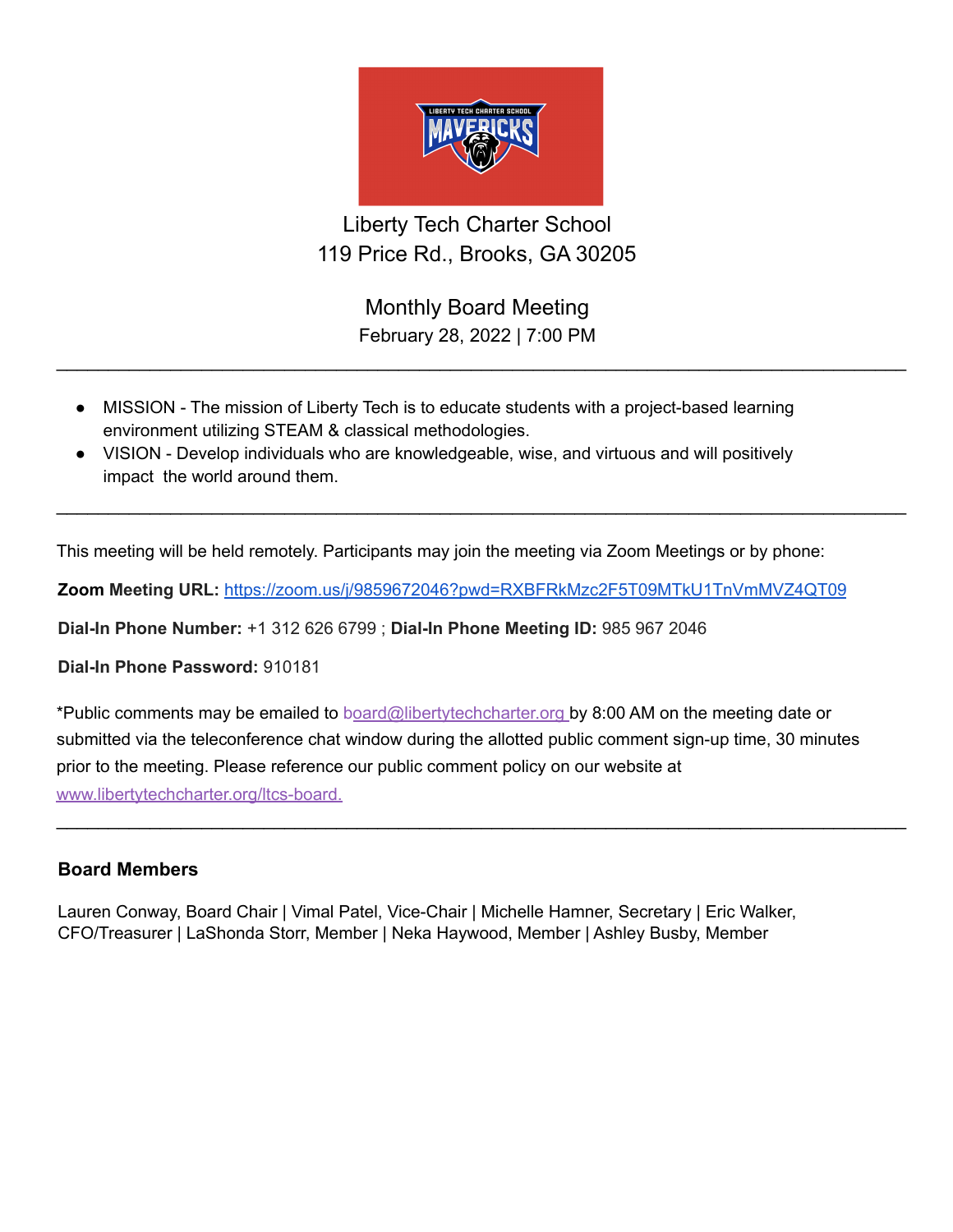# Liberty Tech Charter School

119 Price Rd., Brooks, GA 30205

## Monthly Board Meeting

February 28, 2022 | 7:00 PM

---

- MISSION - The mission of Liberty Tech is to educate students with a project-based learning environment utilizing STEAM & classical methodologies.
- VISION - Develop individuals who are knowledgeable, wise, and virtuous and will positively impact the world around them.

---

This meeting will be held remotely. Participants may join the meeting via Zoom Meetings or by phone:

**Zoom Meeting URL:** https://zoom.us/j/9859672046?pwd=RXBFRkMzc2F5T09MTkU1TnVmMVZ4QT09

**Dial-In Phone Number:** +1 312 626 6799 ; **Dial-In Phone Meeting ID:** 985 967 2046

**Dial-In Phone Password:** 910181

*Public comments may be emailed to board@libertytechcharter.org by 8:00 AM on the meeting date or submitted via the teleconference chat window during the allotted public comment sign-up time, 30 minutes prior to the meeting. Please reference our public comment policy on our website at www.libertytechcharter.org/ltcs-board.

---

### Board Members

Lauren Conway, Board Chair | Vimal Patel, Vice-Chair | Michelle Hamner, Secretary | Eric Walker, CFO/Treasurer | LaShonda Storr, Member | Neka Haywood, Member | Ashley Busby, Member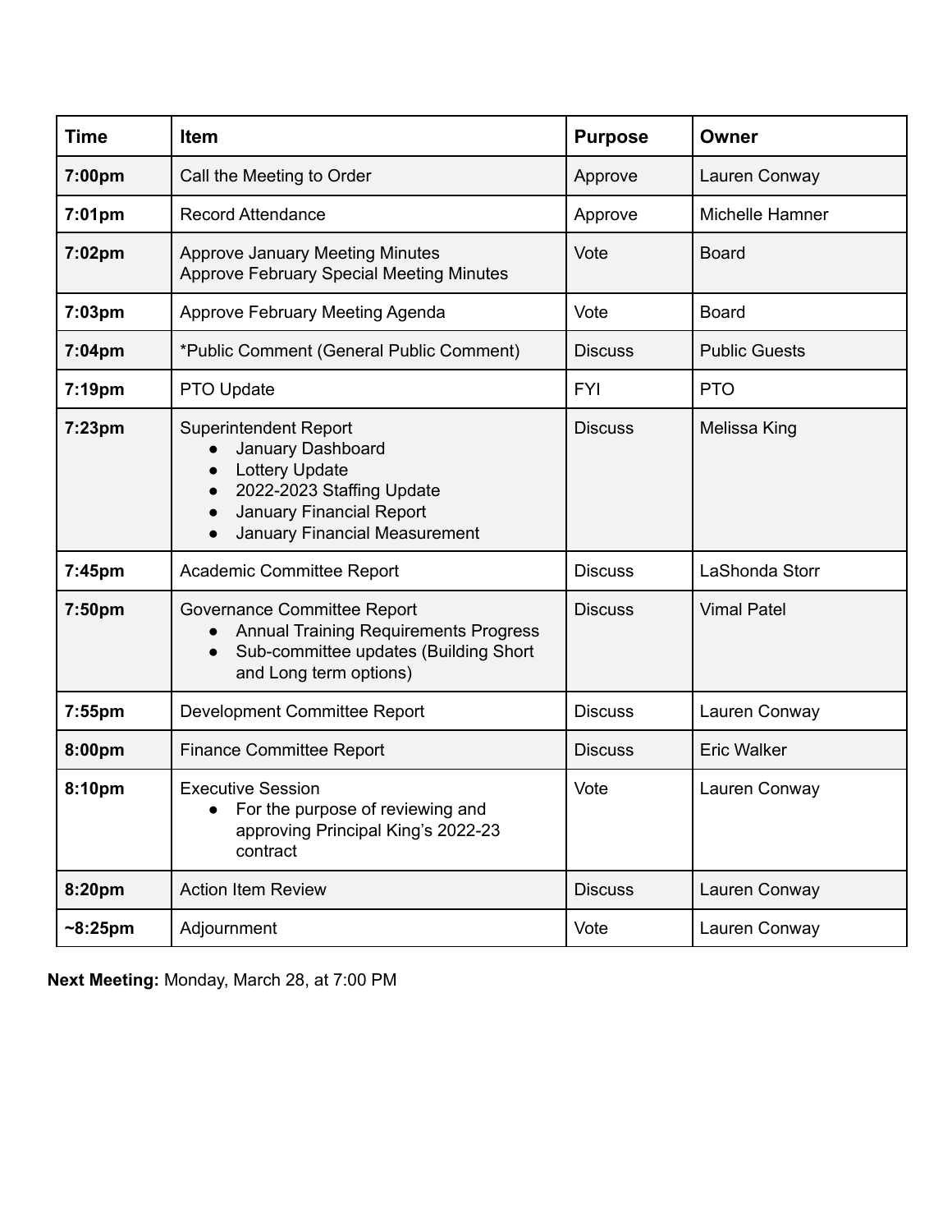| Time | Item | Purpose | Owner |
|---|---|---|---|
| **7:00pm** | Call the Meeting to Order | Approve | Lauren Conway |
| **7:01pm** | Record Attendance | Approve | Michelle Hamner |
| **7:02pm** | Approve January Meeting Minutes<br>Approve February Special Meeting Minutes | Vote | Board |
| **7:03pm** | Approve February Meeting Agenda | Vote | Board |
| **7:04pm** | *Public Comment (General Public Comment) | Discuss | Public Guests |
| **7:19pm** | PTO Update | FYI | PTO |
| **7:23pm** | Superintendent Report<br>● January Dashboard<br>● Lottery Update<br>● 2022-2023 Staffing Update<br>● January Financial Report<br>● January Financial Measurement | Discuss | Melissa King |
| **7:45pm** | Academic Committee Report | Discuss | LaShonda Storr |
| **7:50pm** | Governance Committee Report<br>● Annual Training Requirements Progress<br>● Sub-committee updates (Building Short and Long term options) | Discuss | Vimal Patel |
| **7:55pm** | Development Committee Report | Discuss | Lauren Conway |
| **8:00pm** | Finance Committee Report | Discuss | Eric Walker |
| **8:10pm** | Executive Session<br>● For the purpose of reviewing and approving Principal King's 2022-23 contract | Vote | Lauren Conway |
| **8:20pm** | Action Item Review | Discuss | Lauren Conway |
| **~8:25pm** | Adjournment | Vote | Lauren Conway |

**Next Meeting:** Monday, March 28, at 7:00 PM